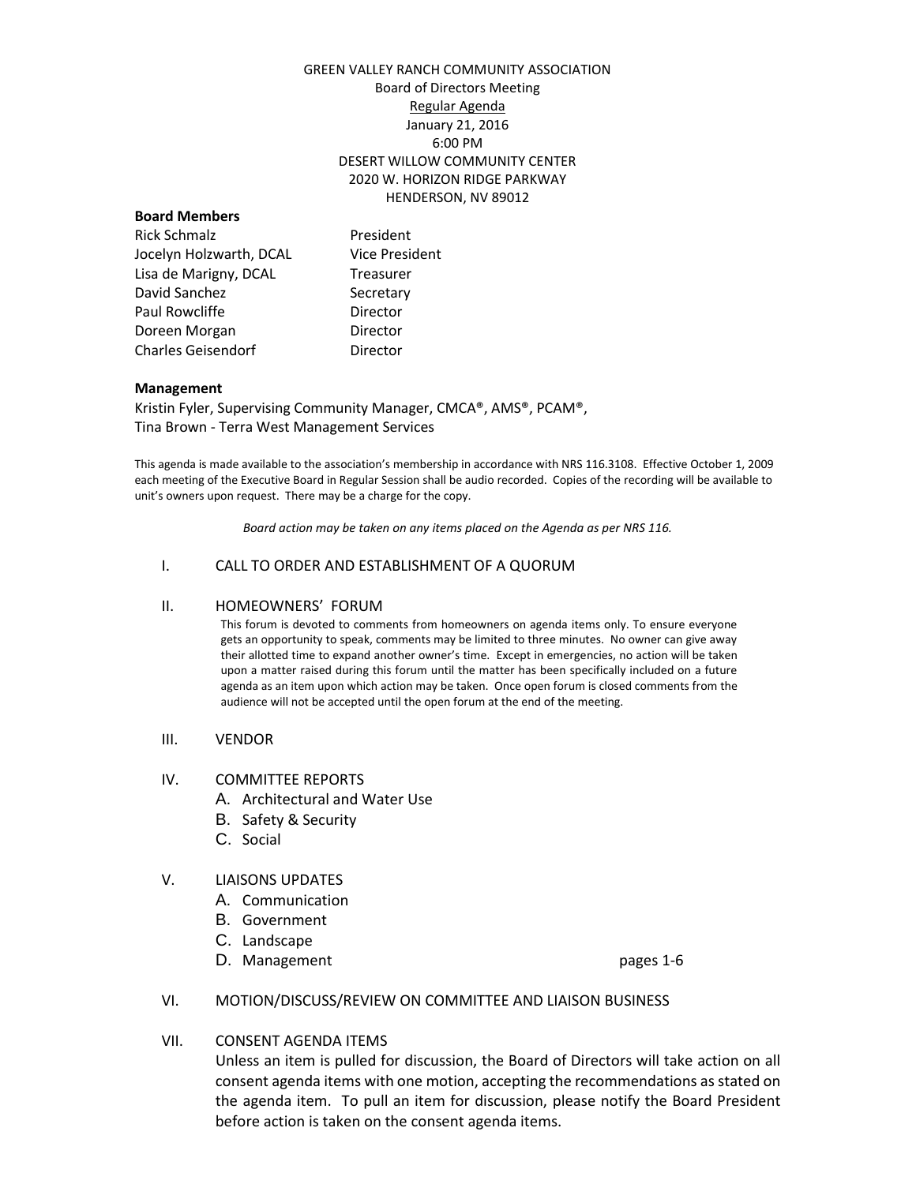GREEN VALLEY RANCH COMMUNITY ASSOCIATION

Board of Directors Meeting

Regular Agenda

January 21, 2016

6:00 PM

DESERT WILLOW COMMUNITY CENTER

2020 W. HORIZON RIDGE PARKWAY

HENDERSON, NV 89012

**Board Members**

| | |
|---|---|
| Rick Schmalz | President |
| Jocelyn Holzwarth, DCAL | Vice President |
| Lisa de Marigny, DCAL | Treasurer |
| David Sanchez | Secretary |
| Paul Rowcliffe | Director |
| Doreen Morgan | Director |
| Charles Geisendorf | Director |

**Management**

Kristin Fyler, Supervising Community Manager, CMCA®, AMS®, PCAM®,
Tina Brown - Terra West Management Services

This agenda is made available to the association's membership in accordance with NRS 116.3108. Effective October 1, 2009 each meeting of the Executive Board in Regular Session shall be audio recorded. Copies of the recording will be available to unit's owners upon request. There may be a charge for the copy.

*Board action may be taken on any items placed on the Agenda as per NRS 116.*

I. CALL TO ORDER AND ESTABLISHMENT OF A QUORUM

II. HOMEOWNERS' FORUM

This forum is devoted to comments from homeowners on agenda items only. To ensure everyone gets an opportunity to speak, comments may be limited to three minutes. No owner can give away their allotted time to expand another owner's time. Except in emergencies, no action will be taken upon a matter raised during this forum until the matter has been specifically included on a future agenda as an item upon which action may be taken. Once open forum is closed comments from the audience will not be accepted until the open forum at the end of the meeting.

III. VENDOR

IV. COMMITTEE REPORTS
   - A. Architectural and Water Use
   - B. Safety & Security
   - C. Social

V. LIAISONS UPDATES
   - A. Communication
   - B. Government
   - C. Landscape
   - D. Management — pages 1-6

VI. MOTION/DISCUSS/REVIEW ON COMMITTEE AND LIAISON BUSINESS

VII. CONSENT AGENDA ITEMS

Unless an item is pulled for discussion, the Board of Directors will take action on all consent agenda items with one motion, accepting the recommendations as stated on the agenda item. To pull an item for discussion, please notify the Board President before action is taken on the consent agenda items.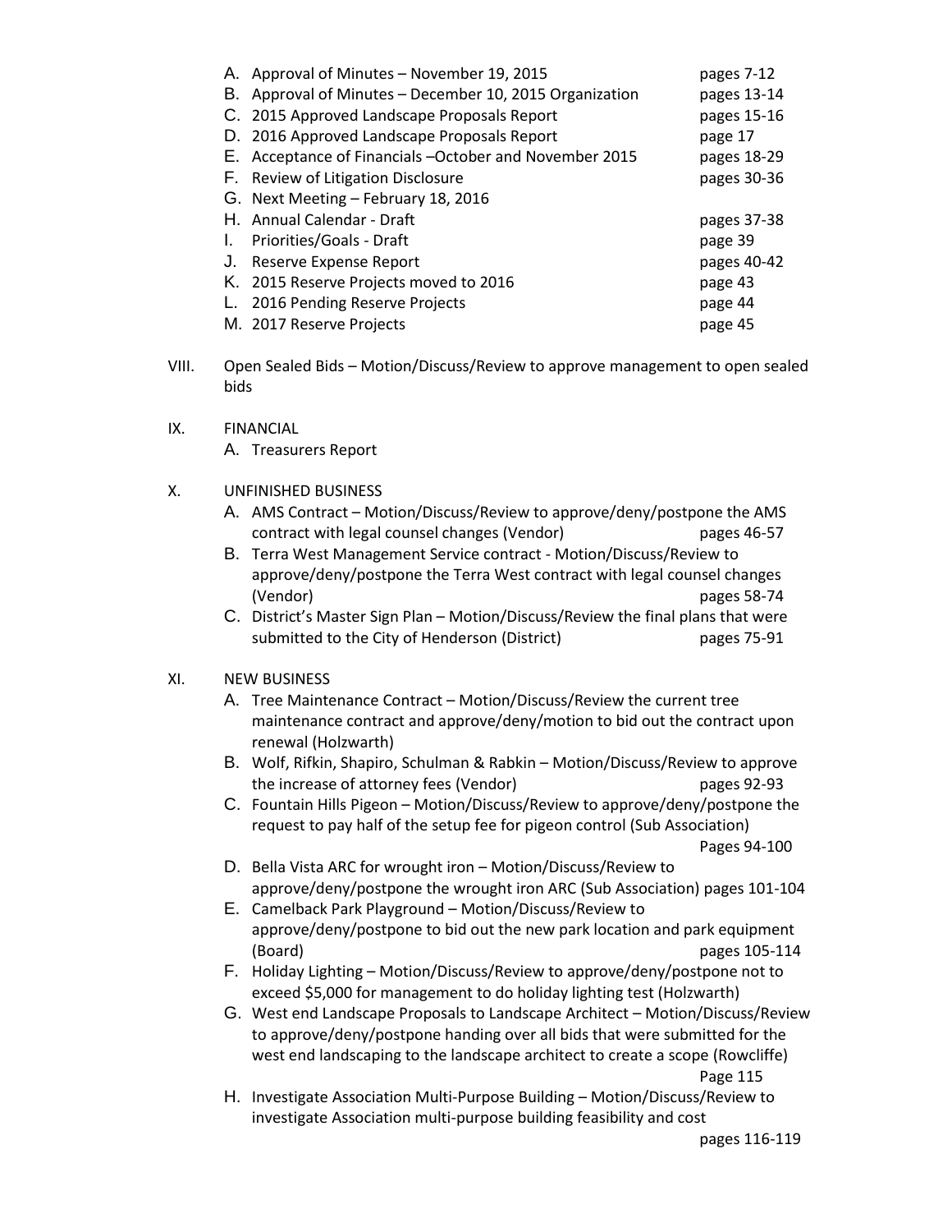A. Approval of Minutes – November 19, 2015 pages 7-12
B. Approval of Minutes – December 10, 2015 Organization pages 13-14
C. 2015 Approved Landscape Proposals Report pages 15-16
D. 2016 Approved Landscape Proposals Report page 17
E. Acceptance of Financials –October and November 2015 pages 18-29
F. Review of Litigation Disclosure pages 30-36
G. Next Meeting – February 18, 2016
H. Annual Calendar - Draft pages 37-38
I. Priorities/Goals - Draft page 39
J. Reserve Expense Report pages 40-42
K. 2015 Reserve Projects moved to 2016 page 43
L. 2016 Pending Reserve Projects page 44
M. 2017 Reserve Projects page 45

VIII. Open Sealed Bids – Motion/Discuss/Review to approve management to open sealed bids

IX. FINANCIAL

A. Treasurers Report

X. UNFINISHED BUSINESS

A. AMS Contract – Motion/Discuss/Review to approve/deny/postpone the AMS contract with legal counsel changes (Vendor) pages 46-57
B. Terra West Management Service contract - Motion/Discuss/Review to approve/deny/postpone the Terra West contract with legal counsel changes (Vendor) pages 58-74
C. District's Master Sign Plan – Motion/Discuss/Review the final plans that were submitted to the City of Henderson (District) pages 75-91

XI. NEW BUSINESS

A. Tree Maintenance Contract – Motion/Discuss/Review the current tree maintenance contract and approve/deny/motion to bid out the contract upon renewal (Holzwarth)
B. Wolf, Rifkin, Shapiro, Schulman & Rabkin – Motion/Discuss/Review to approve the increase of attorney fees (Vendor) pages 92-93
C. Fountain Hills Pigeon – Motion/Discuss/Review to approve/deny/postpone the request to pay half of the setup fee for pigeon control (Sub Association) Pages 94-100
D. Bella Vista ARC for wrought iron – Motion/Discuss/Review to approve/deny/postpone the wrought iron ARC (Sub Association) pages 101-104
E. Camelback Park Playground – Motion/Discuss/Review to approve/deny/postpone to bid out the new park location and park equipment (Board) pages 105-114
F. Holiday Lighting – Motion/Discuss/Review to approve/deny/postpone not to exceed $5,000 for management to do holiday lighting test (Holzwarth)
G. West end Landscape Proposals to Landscape Architect – Motion/Discuss/Review to approve/deny/postpone handing over all bids that were submitted for the west end landscaping to the landscape architect to create a scope (Rowcliffe) Page 115
H. Investigate Association Multi-Purpose Building – Motion/Discuss/Review to investigate Association multi-purpose building feasibility and cost pages 116-119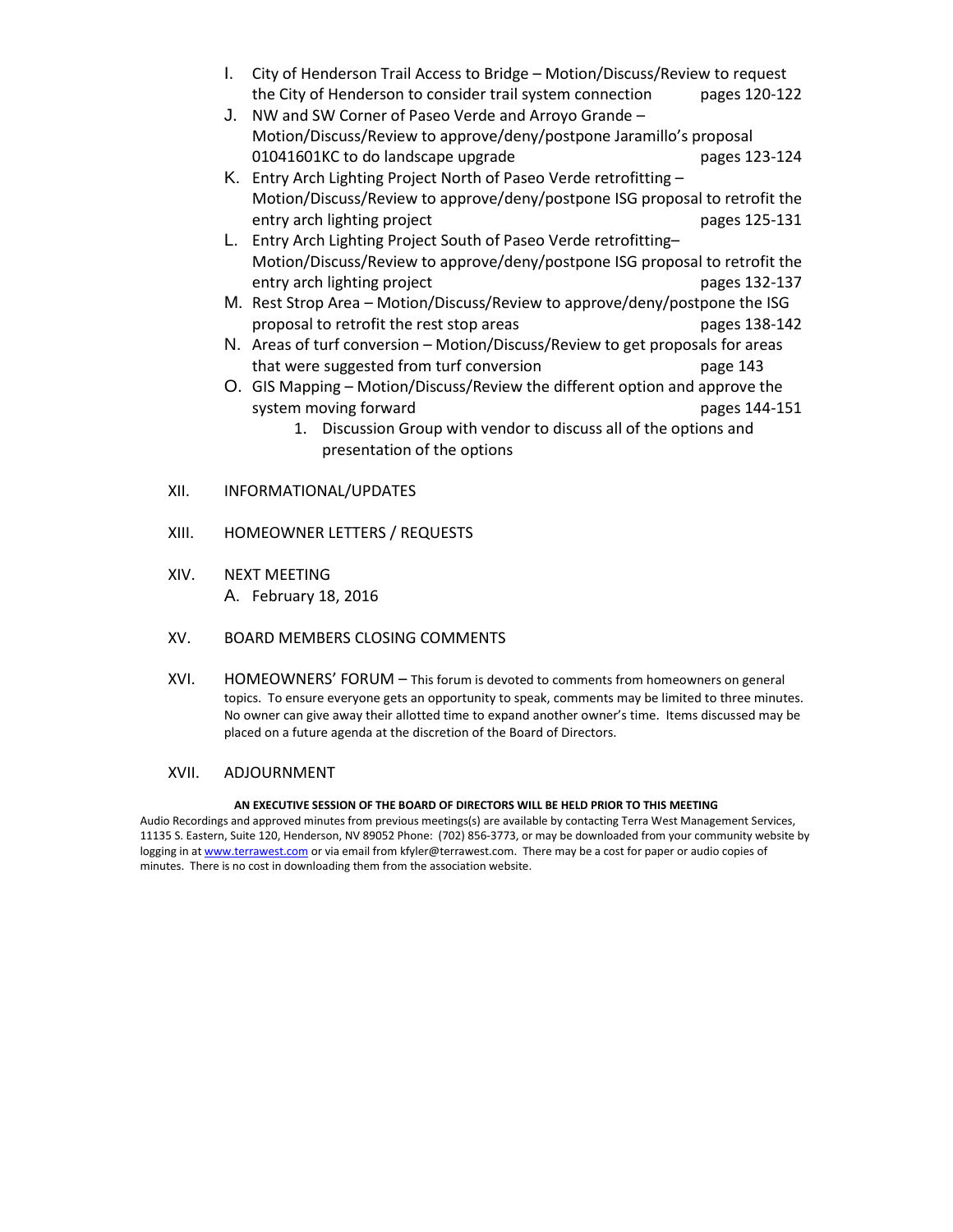I. City of Henderson Trail Access to Bridge – Motion/Discuss/Review to request the City of Henderson to consider trail system connection pages 120-122

J. NW and SW Corner of Paseo Verde and Arroyo Grande – Motion/Discuss/Review to approve/deny/postpone Jaramillo's proposal 01041601KC to do landscape upgrade pages 123-124

K. Entry Arch Lighting Project North of Paseo Verde retrofitting – Motion/Discuss/Review to approve/deny/postpone ISG proposal to retrofit the entry arch lighting project pages 125-131

L. Entry Arch Lighting Project South of Paseo Verde retrofitting– Motion/Discuss/Review to approve/deny/postpone ISG proposal to retrofit the entry arch lighting project pages 132-137

M. Rest Strop Area – Motion/Discuss/Review to approve/deny/postpone the ISG proposal to retrofit the rest stop areas pages 138-142

N. Areas of turf conversion – Motion/Discuss/Review to get proposals for areas that were suggested from turf conversion page 143

O. GIS Mapping – Motion/Discuss/Review the different option and approve the system moving forward pages 144-151

   1. Discussion Group with vendor to discuss all of the options and presentation of the options

XII. INFORMATIONAL/UPDATES

XIII. HOMEOWNER LETTERS / REQUESTS

XIV. NEXT MEETING

   A. February 18, 2016

XV. BOARD MEMBERS CLOSING COMMENTS

XVI. HOMEOWNERS' FORUM – This forum is devoted to comments from homeowners on general topics. To ensure everyone gets an opportunity to speak, comments may be limited to three minutes. No owner can give away their allotted time to expand another owner's time. Items discussed may be placed on a future agenda at the discretion of the Board of Directors.

XVII. ADJOURNMENT

**AN EXECUTIVE SESSION OF THE BOARD OF DIRECTORS WILL BE HELD PRIOR TO THIS MEETING**

Audio Recordings and approved minutes from previous meetings(s) are available by contacting Terra West Management Services, 11135 S. Eastern, Suite 120, Henderson, NV 89052 Phone: (702) 856-3773, or may be downloaded from your community website by logging in at www.terrawest.com or via email from kfyler@terrawest.com. There may be a cost for paper or audio copies of minutes. There is no cost in downloading them from the association website.